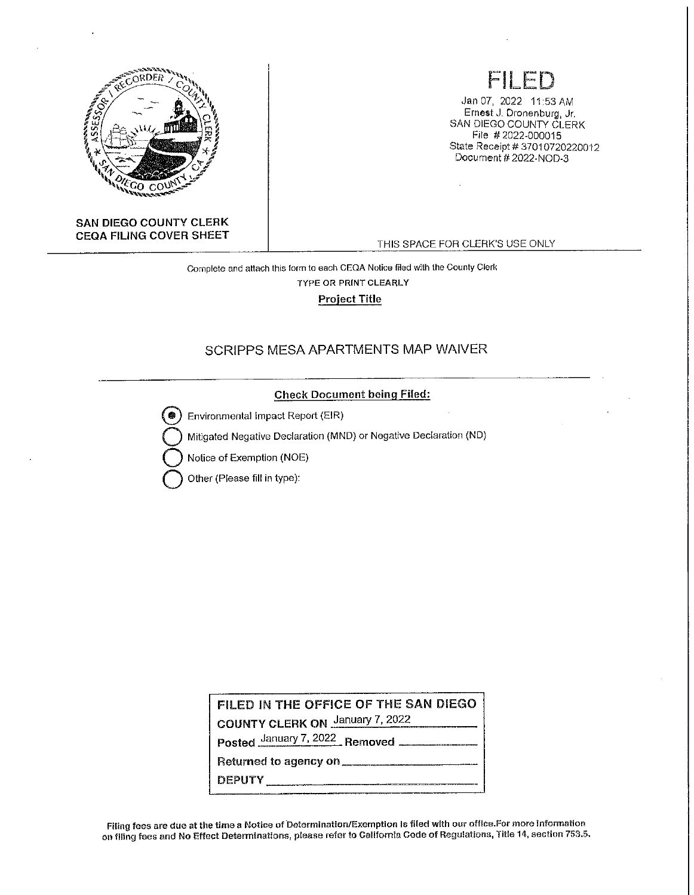**SAN DIEGO COUNTY CLERK**
**CEQA FILING COVER SHEET**

# FILED

Jan 07, 2022 11:53 AM
Ernest J. Dronenburg, Jr.
SAN DIEGO COUNTY CLERK
File # 2022-000015
State Receipt # 37010720220012
Document # 2022-NOD-3

THIS SPACE FOR CLERK'S USE ONLY

---

Complete and attach this form to each CEQA Notice filed with the County Clerk

TYPE OR PRINT CLEARLY

**Project Title**

SCRIPPS MESA APARTMENTS MAP WAIVER

---

**Check Document being Filed:**

- (●) Environmental Impact Report (EIR)
- ( ) Mitigated Negative Declaration (MND) or Negative Declaration (ND)
- ( ) Notice of Exemption (NOE)
- ( ) Other (Please fill in type):

| FILED IN THE OFFICE OF THE SAN DIEGO COUNTY CLERK ON January 7, 2022 |
|---|
| Posted January 7, 2022 Removed ______ |
| Returned to agency on ______ |
| DEPUTY ______ |

**Filing fees are due at the time a Notice of Determination/Exemption is filed with our office.For more information on filing fees and No Effect Determinations, please refer to California Code of Regulations, Title 14, section 753.5.**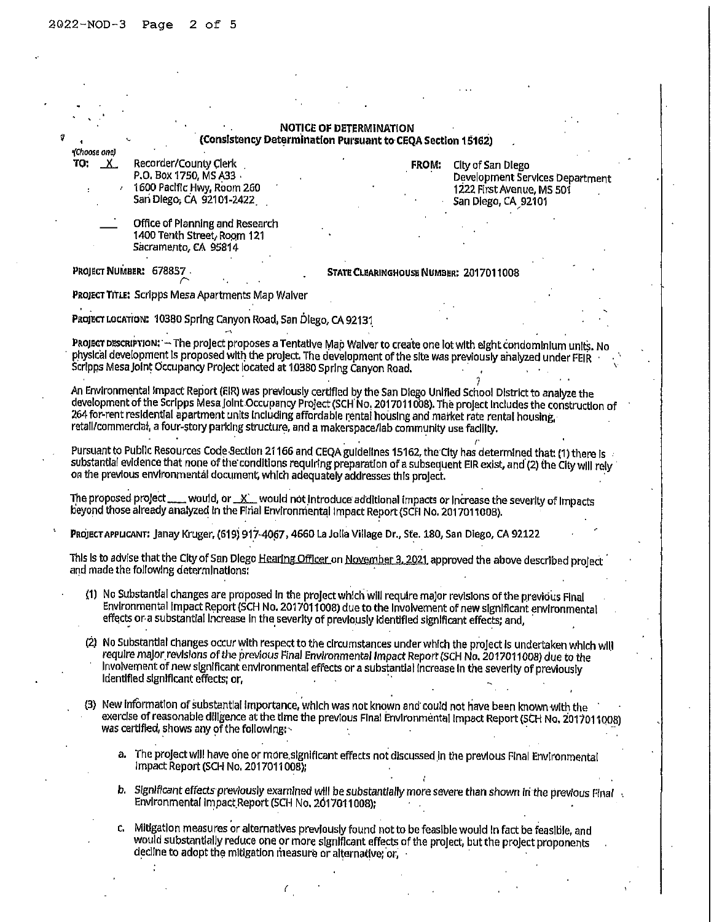## NOTICE OF DETERMINATION
### (Consistency Determination Pursuant to CEQA Section 15162)

(Choose one)

**TO:** _X_ Recorder/County Clerk
P.O. Box 1750, MS A33
1600 Pacific Hwy, Room 260
San Diego, CA 92101-2422

___ Office of Planning and Research
1400 Tenth Street, Room 121
Sacramento, CA 95814

**FROM:** City of San Diego
Development Services Department
1222 First Avenue, MS 501
San Diego, CA 92101

**PROJECT NUMBER:** 678857

**STATE CLEARINGHOUSE NUMBER:** 2017011008

**PROJECT TITLE:** Scripps Mesa Apartments Map Waiver

**PROJECT LOCATION:** 10380 Spring Canyon Road, San Diego, CA 92131

**PROJECT DESCRIPTION:** – The project proposes a Tentative Map Waiver to create one lot with eight condominium units. No physical development is proposed with the project. The development of the site was previously analyzed under FEIR Scripps Mesa Joint Occupancy Project located at 10380 Spring Canyon Road.

An Environmental Impact Report (EIR) was previously certified by the San Diego Unified School District to analyze the development of the Scripps Mesa Joint Occupancy Project (SCH No. 2017011008). The project includes the construction of 264 for-rent residential apartment units including affordable rental housing and market rate rental housing, retail/commercial, a four-story parking structure, and a makerspace/lab community use facility.

Pursuant to Public Resources Code Section 21166 and CEQA guidelines 15162, the City has determined that: (1) there is substantial evidence that none of the conditions requiring preparation of a subsequent EIR exist, and (2) the City will rely on the previous environmental document, which adequately addresses this project.

The proposed project ___ would, or _X_ would not introduce additional impacts or increase the severity of impacts beyond those already analyzed in the Final Environmental Impact Report (SCH No. 2017011008).

**PROJECT APPLICANT:** Janay Kruger, (619) 917-4067, 4660 La Jolla Village Dr., Ste. 180, San Diego, CA 92122

This is to advise that the City of San Diego Hearing Officer on November 3, 2021, approved the above described project and made the following determinations:

(1) No Substantial changes are proposed in the project which will require major revisions of the previous Final Environmental Impact Report (SCH No. 2017011008) due to the involvement of new significant environmental effects or a substantial increase in the severity of previously identified significant effects; and,

(2) No Substantial changes occur with respect to the circumstances under which the project is undertaken which will require major revisions of the previous Final Environmental Impact Report (SCH No. 2017011008) due to the involvement of new significant environmental effects or a substantial increase in the severity of previously identified significant effects; or,

(3) New information of substantial importance, which was not known and could not have been known with the exercise of reasonable diligence at the time the previous Final Environmental Impact Report (SCH No. 2017011008) was certified, shows any of the following:

a. The project will have one or more significant effects not discussed in the previous Final Environmental Impact Report (SCH No. 2017011008);

b. Significant effects previously examined will be substantially more severe than shown in the previous Final Environmental Impact Report (SCH No. 2017011008);

c. Mitigation measures or alternatives previously found not to be feasible would in fact be feasible, and would substantially reduce one or more significant effects of the project, but the project proponents decline to adopt the mitigation measure or alternative; or,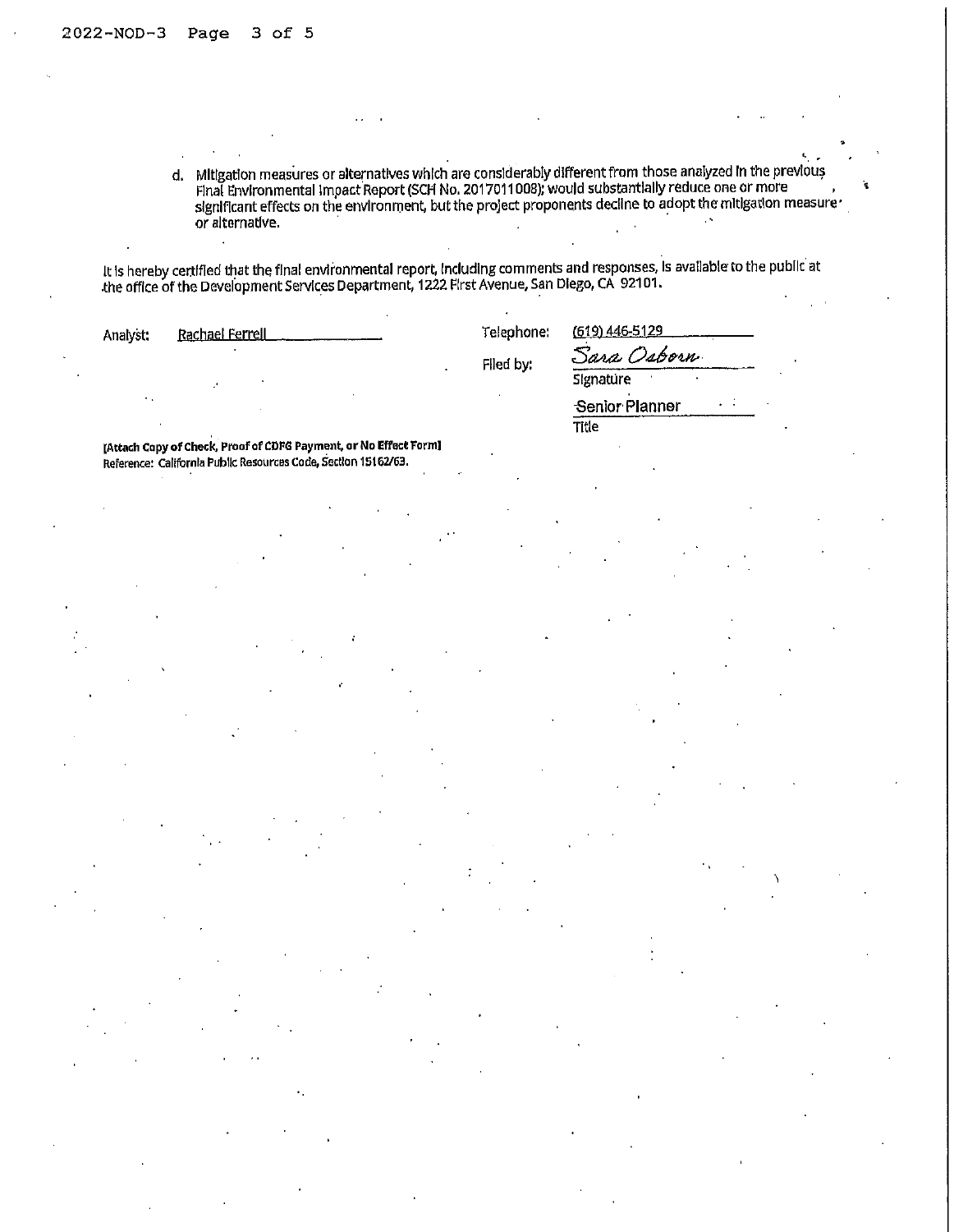d. Mitigation measures or alternatives which are considerably different from those analyzed in the previous Final Environmental Impact Report (SCH No. 2017011008); would substantially reduce one or more significant effects on the environment, but the project proponents decline to adopt the mitigation measure or alternative.

It is hereby certified that the final environmental report, including comments and responses, is available to the public at the office of the Development Services Department, 1222 First Avenue, San Diego, CA 92101.

Analyst: Rachael Ferrell

Telephone: (619) 446-5129

Filed by: Sara Osborn
Signature

Senior Planner
Title

**[Attach Copy of Check, Proof of CDFG Payment, or No Effect Form]**
Reference: California Public Resources Code, Section 15162/63.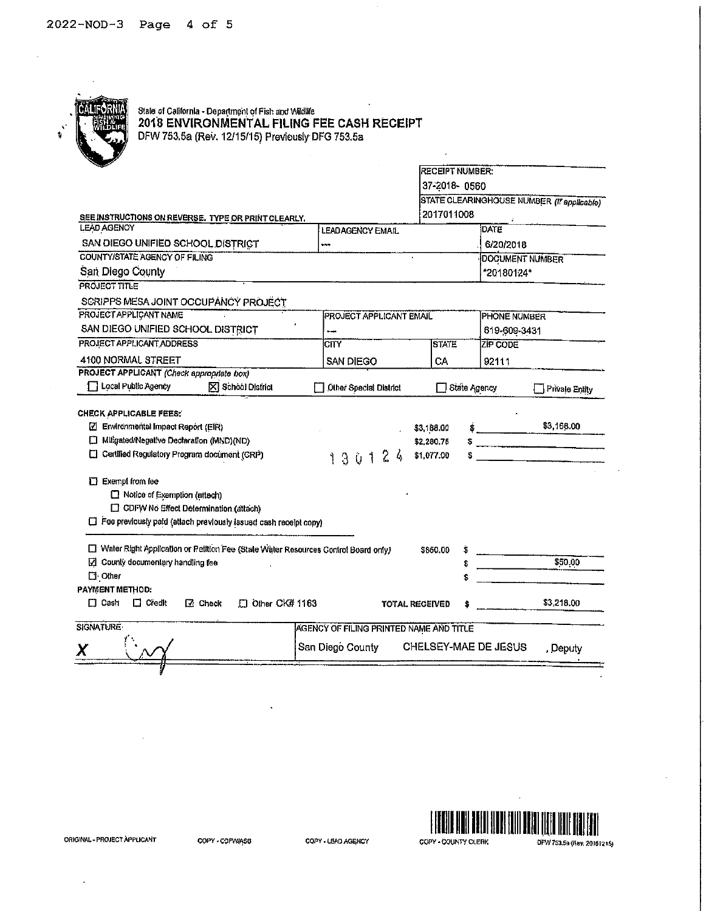State of California - Department of Fish and Wildlife
**2018 ENVIRONMENTAL FILING FEE CASH RECEIPT**
DFW 753.5a (Rev. 12/15/15) Previously DFG 753.5a

| | | |
|---|---|---|
| | | RECEIPT NUMBER: 37-2018- 0560 |
| | | STATE CLEARINGHOUSE NUMBER *(If applicable)* 2017011008 |

SEE INSTRUCTIONS ON REVERSE. TYPE OR PRINT CLEARLY.

| LEAD AGENCY | LEAD AGENCY EMAIL | | DATE |
|---|---|---|---|
| SAN DIEGO UNIFIED SCHOOL DISTRICT | --- | | 6/20/2018 |
| COUNTY/STATE AGENCY OF FILING | | | DOCUMENT NUMBER |
| San Diego County | | | *20180124* |

PROJECT TITLE
SCRIPPS MESA JOINT OCCUPANCY PROJECT

| PROJECT APPLICANT NAME | PROJECT APPLICANT EMAIL | | PHONE NUMBER |
|---|---|---|---|
| SAN DIEGO UNIFIED SCHOOL DISTRICT | --- | | 619-609-3431 |
| PROJECT APPLICANT ADDRESS | CITY | STATE | ZIP CODE |
| 4100 NORMAL STREET | SAN DIEGO | CA | 92111 |

**PROJECT APPLICANT** *(Check appropriate box)*
☐ Local Public Agency ☒ School District ☐ Other Special District ☐ State Agency ☐ Private Entity

**CHECK APPLICABLE FEES:**

| | | |
|---|---|---|
| ☑ Environmental Impact Report (EIR) | $3,168.00 | $ $3,168.00 |
| ☐ Mitigated/Negative Declaration (MND)(ND) | $2,280.75 | $ |
| ☐ Certified Regulatory Program document (CRP) | $1,077.00 | $ |

130124

☐ Exempt from fee
☐ Notice of Exemption (attach)
☐ CDFW No Effect Determination (attach)
☐ Fee previously paid (attach previously issued cash receipt copy)

| | | |
|---|---|---|
| ☐ Water Right Application or Petition Fee (State Water Resources Control Board only) | $850.00 | $ |
| ☑ County documentary handling fee | | $ $50.00 |
| ☐ Other | | $ |

**PAYMENT METHOD:**
☐ Cash ☐ Credit ☑ Check ☐ Other CK# 1163 **TOTAL RECEIVED** $ $3,218.00

| SIGNATURE | AGENCY OF FILING PRINTED NAME AND TITLE |
|---|---|
| X | San Diego County CHELSEY-MAE DE JESUS , Deputy |

ORIGINAL - PROJECT APPLICANT COPY - CDFW/ASB COPY - LEAD AGENCY COPY - COUNTY CLERK DFW 753.5a (Rev. 20151215)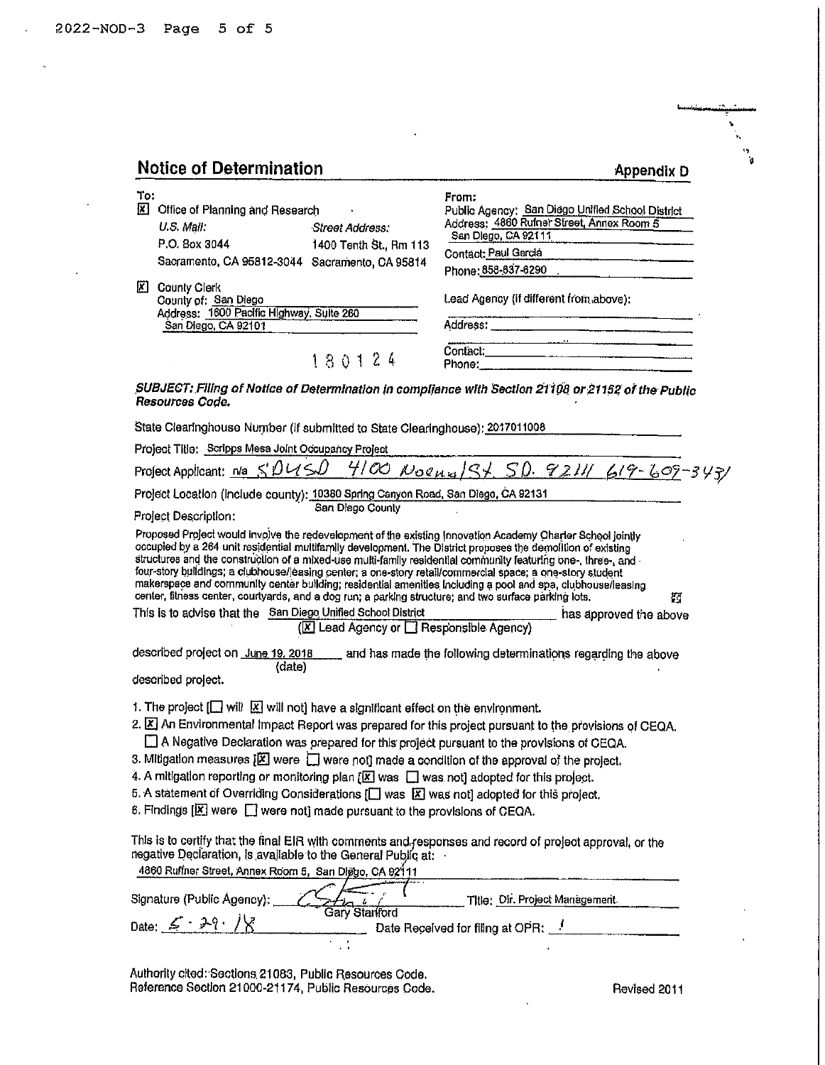# Notice of Determination

**Appendix D**

**To:**

[X] Office of Planning and Research

| U.S. Mail: | Street Address: |
|---|---|
| P.O. Box 3044 | 1400 Tenth St., Rm 113 |
| Sacramento, CA 95812-3044 | Sacramento, CA 95814 |

[X] County Clerk
County of: San Diego
Address: 1600 Pacific Highway, Suite 260
San Diego, CA 92101

180124

**From:**
Public Agency: San Diego Unified School District
Address: 4860 Rufner Street, Annex Room 5
San Diego, CA 92111
Contact: Paul Garcia
Phone: 858-637-6290

Lead Agency (if different from above):
Address:
Contact:
Phone:

***SUBJECT: Filing of Notice of Determination in compliance with Section 21108 or 21152 of the Public Resources Code.***

State Clearinghouse Number (if submitted to State Clearinghouse): 2017011008

Project Title: Scripps Mesa Joint Occupancy Project

Project Applicant: ~~n/a~~ SDUSD 4100 Normal St. SD. 92111 619-609-3431

Project Location (include county): 10380 Spring Canyon Road, San Diego, CA 92131
San Diego County

Project Description:

Proposed Project would involve the redevelopment of the existing Innovation Academy Charter School jointly occupied by a 264 unit residential multifamily development. The District proposes the demolition of existing structures and the construction of a mixed-use multi-family residential community featuring one-, three-, and four-story buildings; a clubhouse/leasing center; a one-story retail/commercial space; a one-story student makerspace and community center building; residential amenities including a pool and spa, clubhouse/leasing center, fitness center, courtyards, and a dog run; a parking structure; and two surface parking lots.

This is to advise that the San Diego Unified School District has approved the above
([X] Lead Agency or [ ] Responsible Agency)

described project on June 19, 2018 (date) and has made the following determinations regarding the above described project.

1. The project [ ] will [X] will not] have a significant effect on the environment.
2. [X] An Environmental Impact Report was prepared for this project pursuant to the provisions of CEQA.
   [ ] A Negative Declaration was prepared for this project pursuant to the provisions of CEQA.
3. Mitigation measures [X] were [ ] were not] made a condition of the approval of the project.
4. A mitigation reporting or monitoring plan [X] was [ ] was not] adopted for this project.
5. A statement of Overriding Considerations [ ] was [X] was not] adopted for this project.
6. Findings [X] were [ ] were not] made pursuant to the provisions of CEQA.

This is to certify that the final EIR with comments and responses and record of project approval, or the negative Declaration, is available to the General Public at:
4860 Ruffner Street, Annex Room 5, San Diego, CA 92111

Signature (Public Agency): *[signature]* Gary Stanford  Title: Dir. Project Management

Date: 5·29·18  Date Received for filing at OPR:

Authority cited: Sections 21083, Public Resources Code.
Reference Section 21000-21174, Public Resources Code.

Revised 2011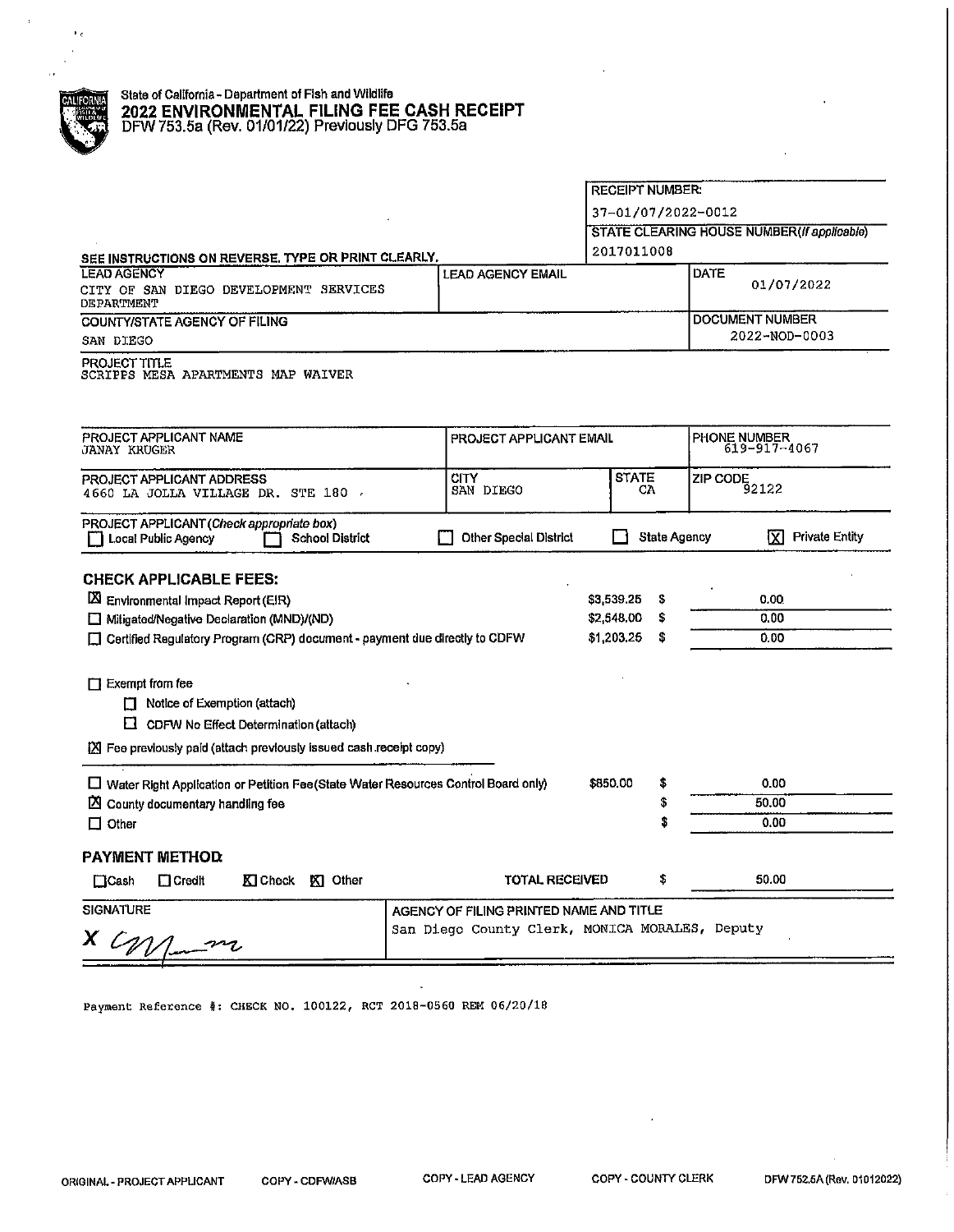State of California - Department of Fish and Wildlife

# 2022 ENVIRONMENTAL FILING FEE CASH RECEIPT

DFW 753.5a (Rev. 01/01/22) Previously DFG 753.5a

| | |
|---|---|
| RECEIPT NUMBER: | 37-01/07/2022-0012 |
| STATE CLEARING HOUSE NUMBER (If applicable) | 2017011008 |

SEE INSTRUCTIONS ON REVERSE. TYPE OR PRINT CLEARLY.

| LEAD AGENCY | LEAD AGENCY EMAIL | DATE |
|---|---|---|
| CITY OF SAN DIEGO DEVELOPMENT SERVICES DEPARTMENT | | 01/07/2022 |

| COUNTY/STATE AGENCY OF FILING | DOCUMENT NUMBER |
|---|---|
| SAN DIEGO | 2022-NOD-0003 |

PROJECT TITLE
SCRIPPS MESA APARTMENTS MAP WAIVER

| PROJECT APPLICANT NAME | PROJECT APPLICANT EMAIL | | PHONE NUMBER |
|---|---|---|---|
| JANAY KRUGER | | | 619-917-4067 |
| **PROJECT APPLICANT ADDRESS** | **CITY** | **STATE** | **ZIP CODE** |
| 4660 LA JOLLA VILLAGE DR. STE 180 | SAN DIEGO | CA | 92122 |

PROJECT APPLICANT (Check appropriate box)
☐ Local Public Agency ☐ School District ☐ Other Special District ☐ State Agency ☒ Private Entity

## CHECK APPLICABLE FEES:

| | | |
|---|---|---|
| ☒ Environmental Impact Report (EIR) | $3,539.25 | $ 0.00 |
| ☐ Mitigated/Negative Declaration (MND)/(ND) | $2,548.00 | $ 0.00 |
| ☐ Certified Regulatory Program (CRP) document - payment due directly to CDFW | $1,203.25 | $ 0.00 |

☐ Exempt from fee
- ☐ Notice of Exemption (attach)
- ☐ CDFW No Effect Determination (attach)

☒ Fee previously paid (attach previously issued cash receipt copy)

| | | |
|---|---|---|
| ☐ Water Right Application or Petition Fee (State Water Resources Control Board only) | $850.00 | $ 0.00 |
| ☒ County documentary handling fee | | $ 50.00 |
| ☐ Other | | $ 0.00 |

## PAYMENT METHOD:

☐ Cash ☐ Credit ☒ Check ☒ Other     TOTAL RECEIVED $ 50.00

| SIGNATURE | AGENCY OF FILING PRINTED NAME AND TITLE |
|---|---|
| X [signature] | San Diego County Clerk, MONICA MORALES, Deputy |

Payment Reference #: CHECK NO. 100122, RCT 2018-0560 REM 06/20/18

ORIGINAL - PROJECT APPLICANT    COPY - CDFW/ASB    COPY - LEAD AGENCY    COPY - COUNTY CLERK    DFW 753.5A (Rev. 01012022)